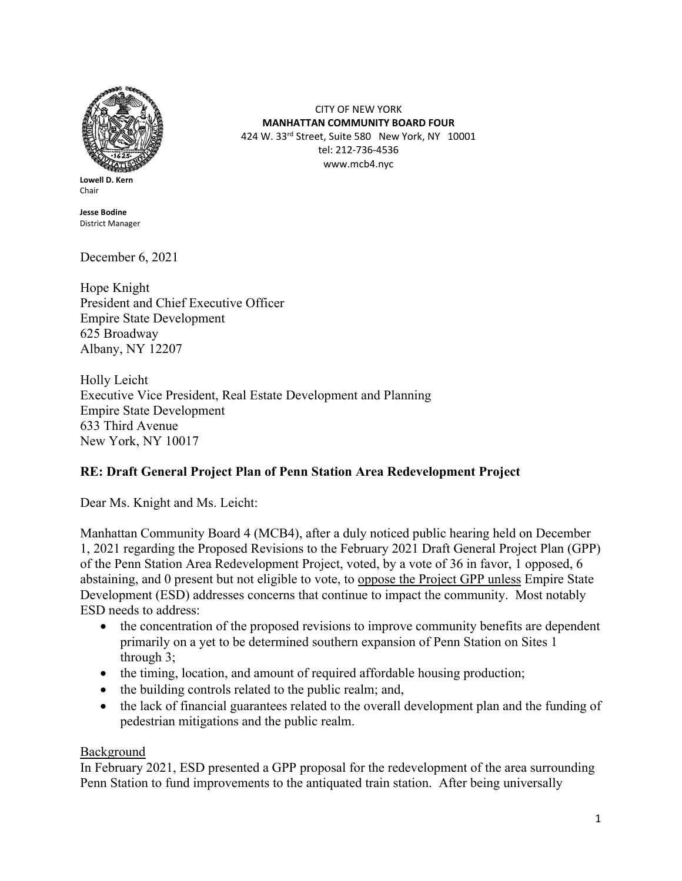CITY OF NEW YORK
**MANHATTAN COMMUNITY BOARD FOUR**
424 W. 33rd Street, Suite 580 New York, NY 10001
tel: 212-736-4536
www.mcb4.nyc

**Lowell D. Kern**
Chair

**Jesse Bodine**
District Manager

December 6, 2021

Hope Knight
President and Chief Executive Officer
Empire State Development
625 Broadway
Albany, NY 12207

Holly Leicht
Executive Vice President, Real Estate Development and Planning
Empire State Development
633 Third Avenue
New York, NY 10017

**RE: Draft General Project Plan of Penn Station Area Redevelopment Project**

Dear Ms. Knight and Ms. Leicht:

Manhattan Community Board 4 (MCB4), after a duly noticed public hearing held on December 1, 2021 regarding the Proposed Revisions to the February 2021 Draft General Project Plan (GPP) of the Penn Station Area Redevelopment Project, voted, by a vote of 36 in favor, 1 opposed, 6 abstaining, and 0 present but not eligible to vote, to oppose the Project GPP unless Empire State Development (ESD) addresses concerns that continue to impact the community. Most notably ESD needs to address:

- the concentration of the proposed revisions to improve community benefits are dependent primarily on a yet to be determined southern expansion of Penn Station on Sites 1 through 3;
- the timing, location, and amount of required affordable housing production;
- the building controls related to the public realm; and,
- the lack of financial guarantees related to the overall development plan and the funding of pedestrian mitigations and the public realm.

Background

In February 2021, ESD presented a GPP proposal for the redevelopment of the area surrounding Penn Station to fund improvements to the antiquated train station. After being universally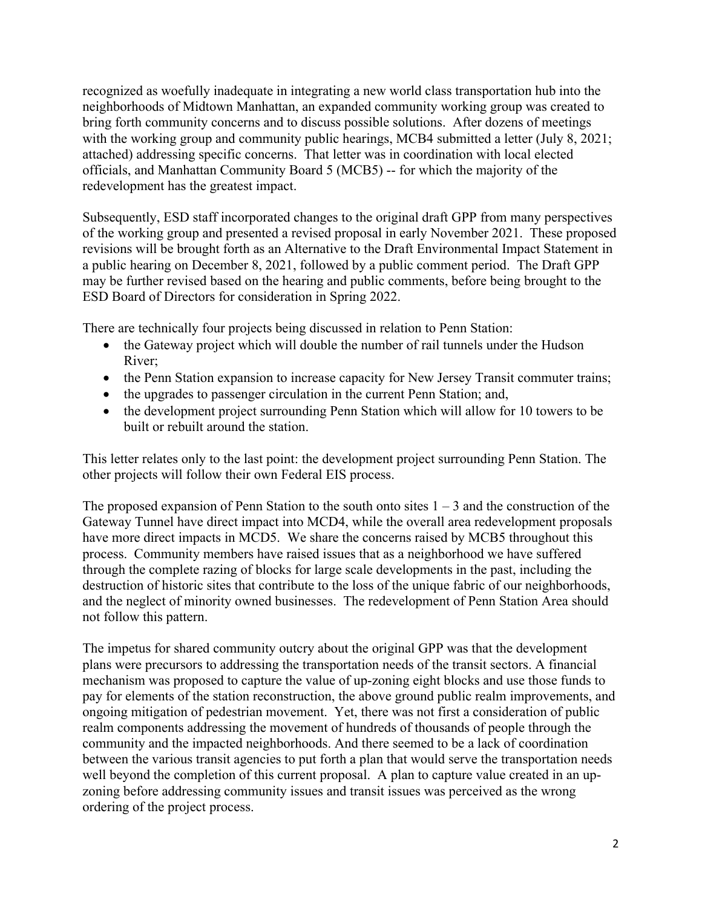recognized as woefully inadequate in integrating a new world class transportation hub into the neighborhoods of Midtown Manhattan, an expanded community working group was created to bring forth community concerns and to discuss possible solutions. After dozens of meetings with the working group and community public hearings, MCB4 submitted a letter (July 8, 2021; attached) addressing specific concerns. That letter was in coordination with local elected officials, and Manhattan Community Board 5 (MCB5) -- for which the majority of the redevelopment has the greatest impact.

Subsequently, ESD staff incorporated changes to the original draft GPP from many perspectives of the working group and presented a revised proposal in early November 2021. These proposed revisions will be brought forth as an Alternative to the Draft Environmental Impact Statement in a public hearing on December 8, 2021, followed by a public comment period. The Draft GPP may be further revised based on the hearing and public comments, before being brought to the ESD Board of Directors for consideration in Spring 2022.

There are technically four projects being discussed in relation to Penn Station:

- the Gateway project which will double the number of rail tunnels under the Hudson River;
- the Penn Station expansion to increase capacity for New Jersey Transit commuter trains;
- the upgrades to passenger circulation in the current Penn Station; and,
- the development project surrounding Penn Station which will allow for 10 towers to be built or rebuilt around the station.

This letter relates only to the last point: the development project surrounding Penn Station. The other projects will follow their own Federal EIS process.

The proposed expansion of Penn Station to the south onto sites 1 – 3 and the construction of the Gateway Tunnel have direct impact into MCD4, while the overall area redevelopment proposals have more direct impacts in MCD5. We share the concerns raised by MCB5 throughout this process. Community members have raised issues that as a neighborhood we have suffered through the complete razing of blocks for large scale developments in the past, including the destruction of historic sites that contribute to the loss of the unique fabric of our neighborhoods, and the neglect of minority owned businesses. The redevelopment of Penn Station Area should not follow this pattern.

The impetus for shared community outcry about the original GPP was that the development plans were precursors to addressing the transportation needs of the transit sectors. A financial mechanism was proposed to capture the value of up-zoning eight blocks and use those funds to pay for elements of the station reconstruction, the above ground public realm improvements, and ongoing mitigation of pedestrian movement. Yet, there was not first a consideration of public realm components addressing the movement of hundreds of thousands of people through the community and the impacted neighborhoods. And there seemed to be a lack of coordination between the various transit agencies to put forth a plan that would serve the transportation needs well beyond the completion of this current proposal. A plan to capture value created in an up-zoning before addressing community issues and transit issues was perceived as the wrong ordering of the project process.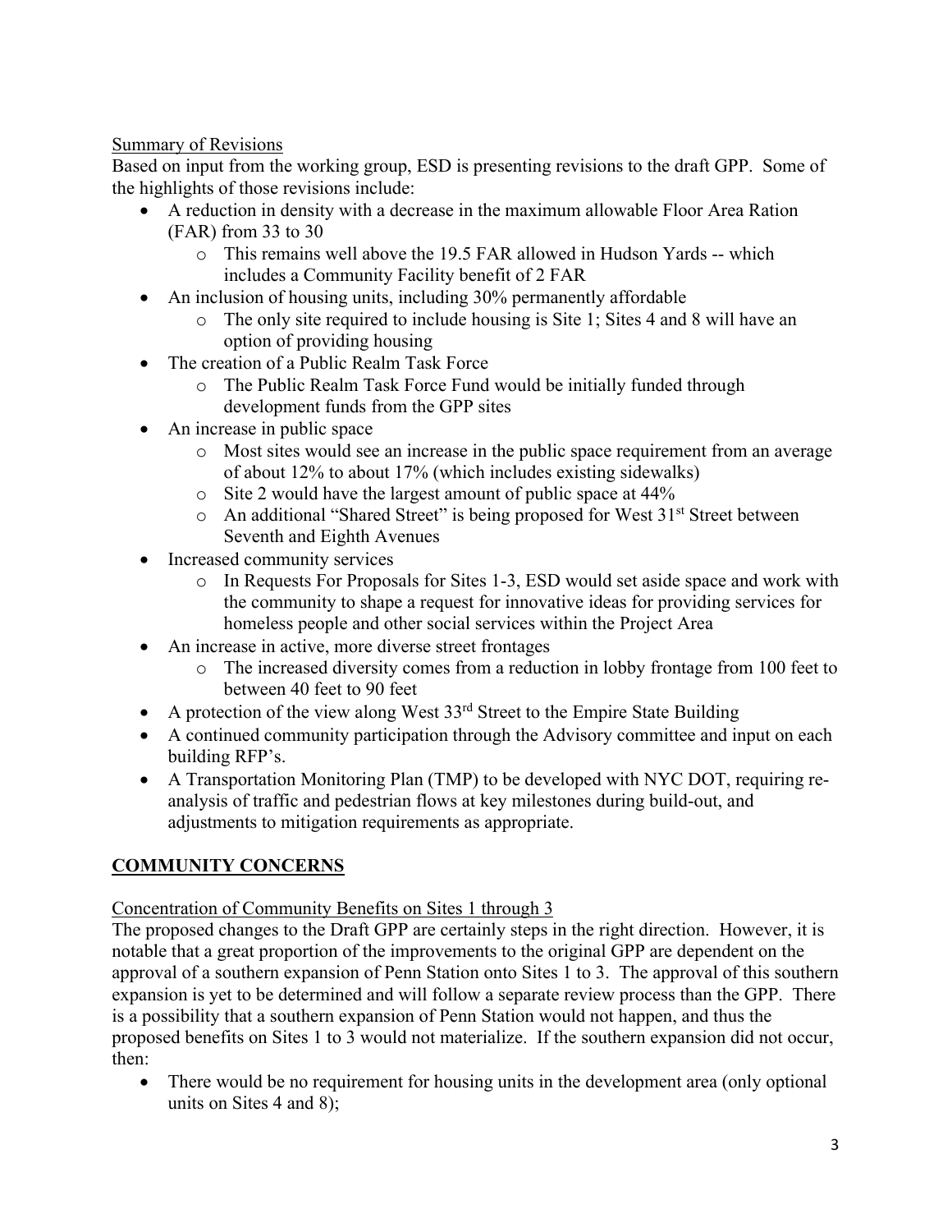Summary of Revisions

Based on input from the working group, ESD is presenting revisions to the draft GPP. Some of the highlights of those revisions include:

- A reduction in density with a decrease in the maximum allowable Floor Area Ratio (FAR) from 33 to 30
  - This remains well above the 19.5 FAR allowed in Hudson Yards -- which includes a Community Facility benefit of 2 FAR
- An inclusion of housing units, including 30% permanently affordable
  - The only site required to include housing is Site 1; Sites 4 and 8 will have an option of providing housing
- The creation of a Public Realm Task Force
  - The Public Realm Task Force Fund would be initially funded through development funds from the GPP sites
- An increase in public space
  - Most sites would see an increase in the public space requirement from an average of about 12% to about 17% (which includes existing sidewalks)
  - Site 2 would have the largest amount of public space at 44%
  - An additional "Shared Street" is being proposed for West 31st Street between Seventh and Eighth Avenues
- Increased community services
  - In Requests For Proposals for Sites 1-3, ESD would set aside space and work with the community to shape a request for innovative ideas for providing services for homeless people and other social services within the Project Area
- An increase in active, more diverse street frontages
  - The increased diversity comes from a reduction in lobby frontage from 100 feet to between 40 feet to 90 feet
- A protection of the view along West 33rd Street to the Empire State Building
- A continued community participation through the Advisory committee and input on each building RFP's.
- A Transportation Monitoring Plan (TMP) to be developed with NYC DOT, requiring re-analysis of traffic and pedestrian flows at key milestones during build-out, and adjustments to mitigation requirements as appropriate.

## COMMUNITY CONCERNS

Concentration of Community Benefits on Sites 1 through 3

The proposed changes to the Draft GPP are certainly steps in the right direction. However, it is notable that a great proportion of the improvements to the original GPP are dependent on the approval of a southern expansion of Penn Station onto Sites 1 to 3. The approval of this southern expansion is yet to be determined and will follow a separate review process than the GPP. There is a possibility that a southern expansion of Penn Station would not happen, and thus the proposed benefits on Sites 1 to 3 would not materialize. If the southern expansion did not occur, then:

- There would be no requirement for housing units in the development area (only optional units on Sites 4 and 8);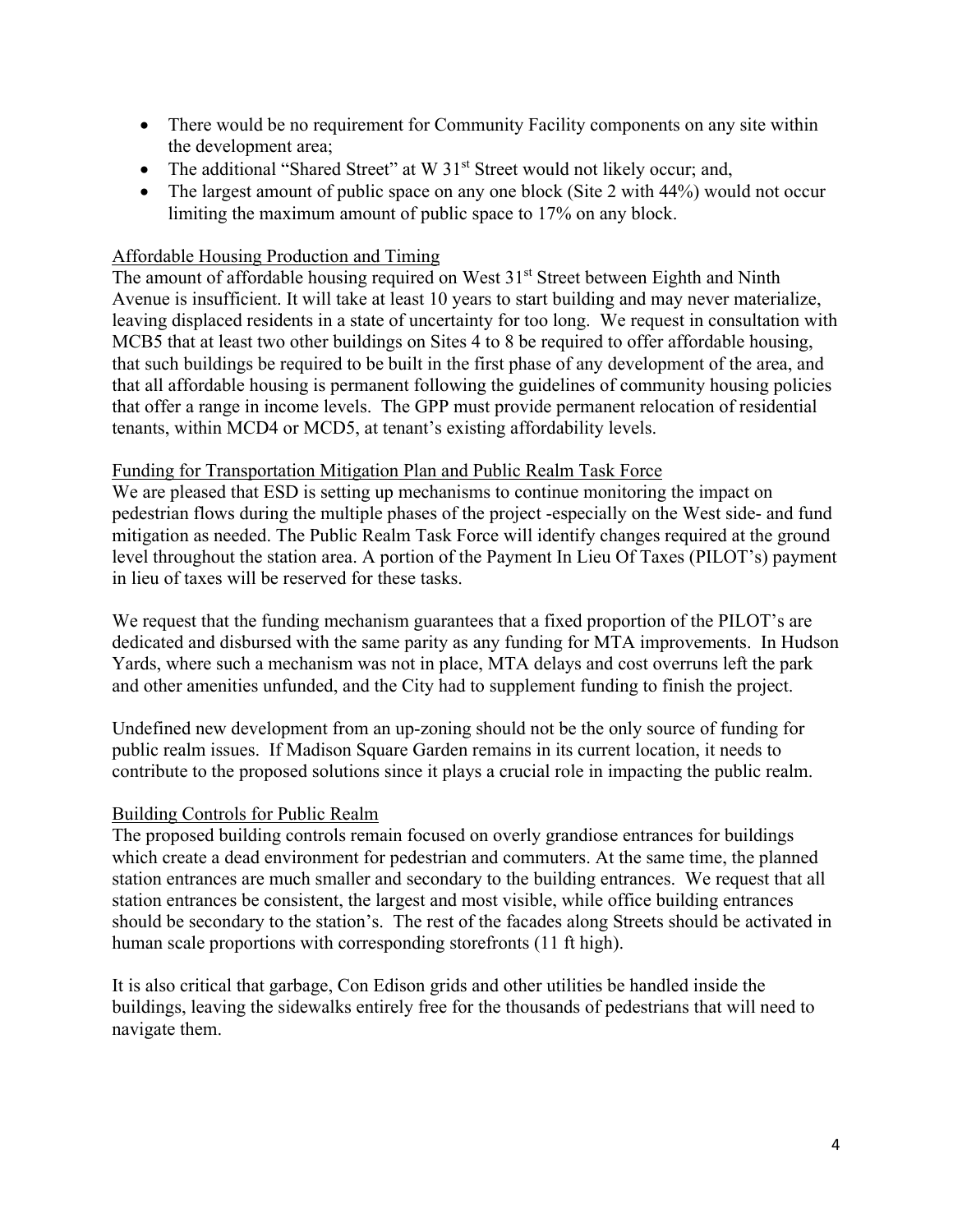- There would be no requirement for Community Facility components on any site within the development area;
- The additional "Shared Street" at W 31st Street would not likely occur; and,
- The largest amount of public space on any one block (Site 2 with 44%) would not occur limiting the maximum amount of public space to 17% on any block.

<u>Affordable Housing Production and Timing</u>

The amount of affordable housing required on West 31st Street between Eighth and Ninth Avenue is insufficient. It will take at least 10 years to start building and may never materialize, leaving displaced residents in a state of uncertainty for too long. We request in consultation with MCB5 that at least two other buildings on Sites 4 to 8 be required to offer affordable housing, that such buildings be required to be built in the first phase of any development of the area, and that all affordable housing is permanent following the guidelines of community housing policies that offer a range in income levels. The GPP must provide permanent relocation of residential tenants, within MCD4 or MCD5, at tenant's existing affordability levels.

<u>Funding for Transportation Mitigation Plan and Public Realm Task Force</u>

We are pleased that ESD is setting up mechanisms to continue monitoring the impact on pedestrian flows during the multiple phases of the project -especially on the West side- and fund mitigation as needed. The Public Realm Task Force will identify changes required at the ground level throughout the station area. A portion of the Payment In Lieu Of Taxes (PILOT's) payment in lieu of taxes will be reserved for these tasks.

We request that the funding mechanism guarantees that a fixed proportion of the PILOT's are dedicated and disbursed with the same parity as any funding for MTA improvements. In Hudson Yards, where such a mechanism was not in place, MTA delays and cost overruns left the park and other amenities unfunded, and the City had to supplement funding to finish the project.

Undefined new development from an up-zoning should not be the only source of funding for public realm issues. If Madison Square Garden remains in its current location, it needs to contribute to the proposed solutions since it plays a crucial role in impacting the public realm.

<u>Building Controls for Public Realm</u>

The proposed building controls remain focused on overly grandiose entrances for buildings which create a dead environment for pedestrian and commuters. At the same time, the planned station entrances are much smaller and secondary to the building entrances. We request that all station entrances be consistent, the largest and most visible, while office building entrances should be secondary to the station's. The rest of the facades along Streets should be activated in human scale proportions with corresponding storefronts (11 ft high).

It is also critical that garbage, Con Edison grids and other utilities be handled inside the buildings, leaving the sidewalks entirely free for the thousands of pedestrians that will need to navigate them.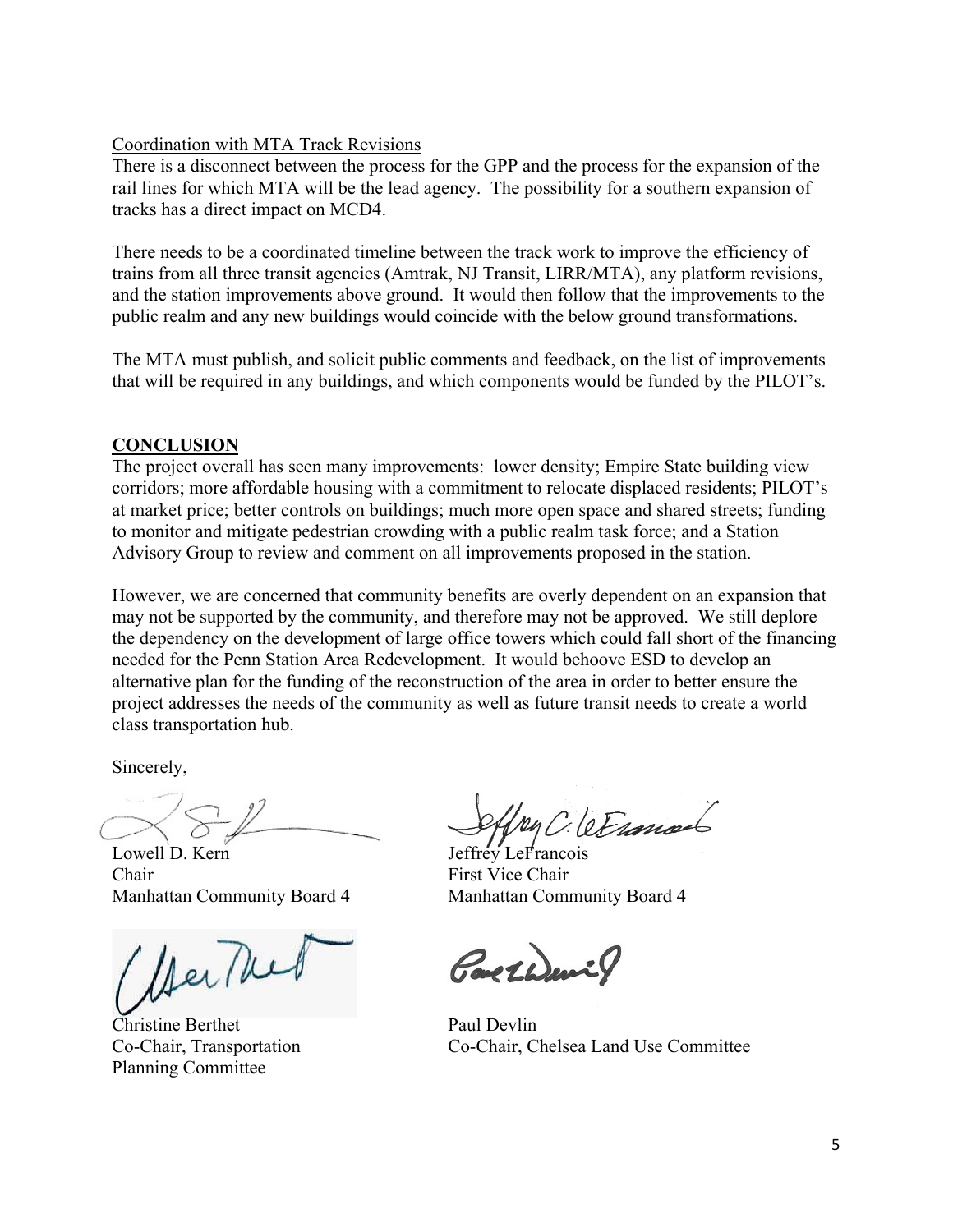Coordination with MTA Track Revisions

There is a disconnect between the process for the GPP and the process for the expansion of the rail lines for which MTA will be the lead agency. The possibility for a southern expansion of tracks has a direct impact on MCD4.

There needs to be a coordinated timeline between the track work to improve the efficiency of trains from all three transit agencies (Amtrak, NJ Transit, LIRR/MTA), any platform revisions, and the station improvements above ground. It would then follow that the improvements to the public realm and any new buildings would coincide with the below ground transformations.

The MTA must publish, and solicit public comments and feedback, on the list of improvements that will be required in any buildings, and which components would be funded by the PILOT's.

## CONCLUSION

The project overall has seen many improvements: lower density; Empire State building view corridors; more affordable housing with a commitment to relocate displaced residents; PILOT's at market price; better controls on buildings; much more open space and shared streets; funding to monitor and mitigate pedestrian crowding with a public realm task force; and a Station Advisory Group to review and comment on all improvements proposed in the station.

However, we are concerned that community benefits are overly dependent on an expansion that may not be supported by the community, and therefore may not be approved. We still deplore the dependency on the development of large office towers which could fall short of the financing needed for the Penn Station Area Redevelopment. It would behoove ESD to develop an alternative plan for the funding of the reconstruction of the area in order to better ensure the project addresses the needs of the community as well as future transit needs to create a world class transportation hub.

Sincerely,

Lowell D. Kern
Chair
Manhattan Community Board 4

Jeffrey LeFrancois
First Vice Chair
Manhattan Community Board 4

Christine Berthet
Co-Chair, Transportation Planning Committee

Paul Devlin
Co-Chair, Chelsea Land Use Committee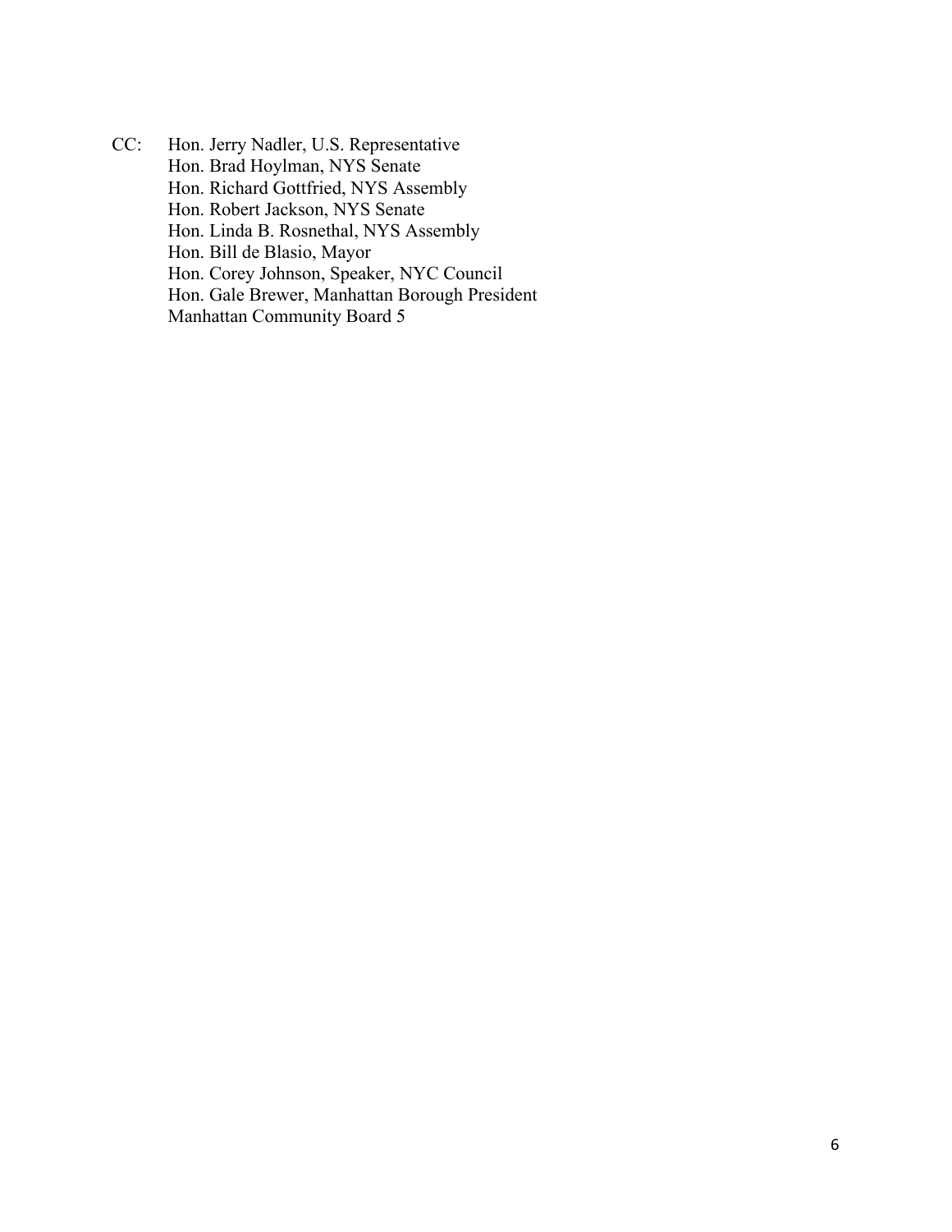CC: Hon. Jerry Nadler, U.S. Representative
Hon. Brad Hoylman, NYS Senate
Hon. Richard Gottfried, NYS Assembly
Hon. Robert Jackson, NYS Senate
Hon. Linda B. Rosnethal, NYS Assembly
Hon. Bill de Blasio, Mayor
Hon. Corey Johnson, Speaker, NYC Council
Hon. Gale Brewer, Manhattan Borough President
Manhattan Community Board 5